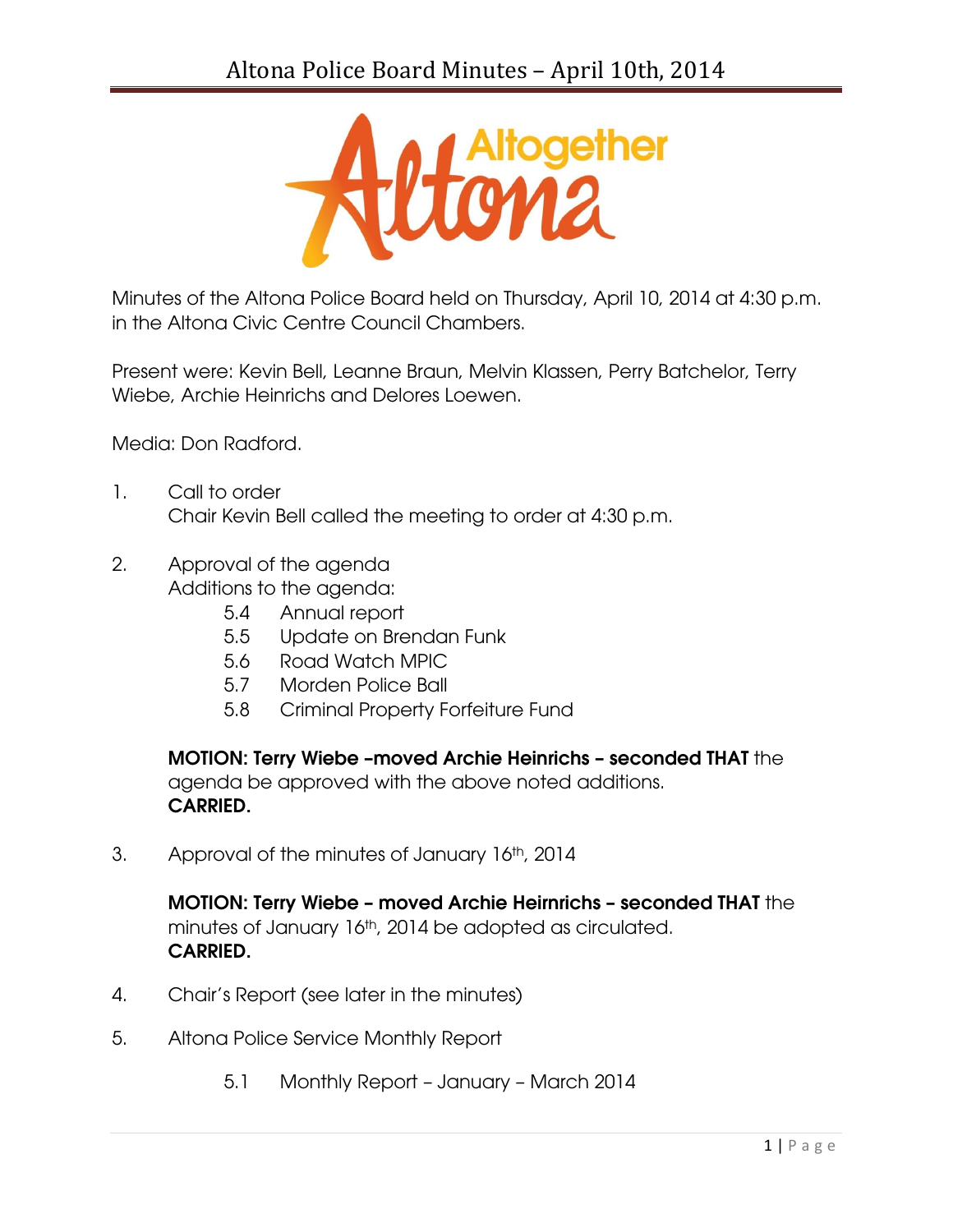# Altona Police Board Minutes – April 10th, 2014

Minutes of the Altona Police Board held on Thursday, April 10, 2014 at 4:30 p.m. in the Altona Civic Centre Council Chambers.

Present were: Kevin Bell, Leanne Braun, Melvin Klassen, Perry Batchelor, Terry Wiebe, Archie Heinrichs and Delores Loewen.

Media: Don Radford.

1. Call to order
   Chair Kevin Bell called the meeting to order at 4:30 p.m.

2. Approval of the agenda
   Additions to the agenda:
   - 5.4 Annual report
   - 5.5 Update on Brendan Funk
   - 5.6 Road Watch MPIC
   - 5.7 Morden Police Ball
   - 5.8 Criminal Property Forfeiture Fund

   **MOTION: Terry Wiebe –moved Archie Heinrichs – seconded THAT** the agenda be approved with the above noted additions.
   **CARRIED.**

3. Approval of the minutes of January 16th, 2014

   **MOTION: Terry Wiebe – moved Archie Heirnrichs – seconded THAT** the minutes of January 16th, 2014 be adopted as circulated.
   **CARRIED.**

4. Chair's Report (see later in the minutes)

5. Altona Police Service Monthly Report
   - 5.1 Monthly Report – January – March 2014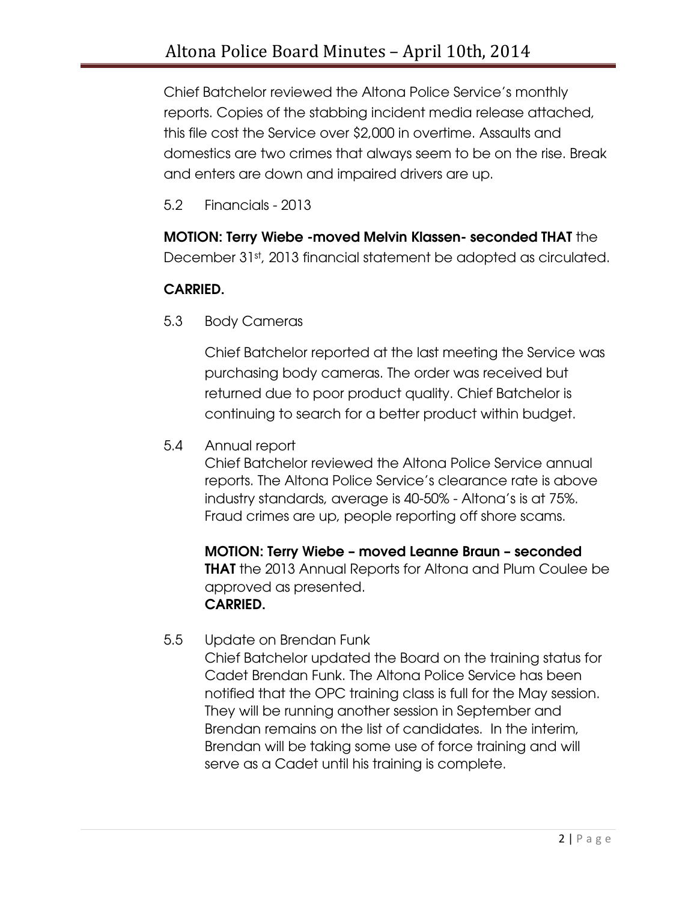Chief Batchelor reviewed the Altona Police Service's monthly reports. Copies of the stabbing incident media release attached, this file cost the Service over $2,000 in overtime. Assaults and domestics are two crimes that always seem to be on the rise. Break and enters are down and impaired drivers are up.

5.2 Financials - 2013

**MOTION: Terry Wiebe -moved Melvin Klassen- seconded THAT** the December 31st, 2013 financial statement be adopted as circulated.

**CARRIED.**

5.3 Body Cameras

Chief Batchelor reported at the last meeting the Service was purchasing body cameras. The order was received but returned due to poor product quality. Chief Batchelor is continuing to search for a better product within budget.

5.4 Annual report

Chief Batchelor reviewed the Altona Police Service annual reports. The Altona Police Service's clearance rate is above industry standards, average is 40-50% - Altona's is at 75%. Fraud crimes are up, people reporting off shore scams.

**MOTION: Terry Wiebe – moved Leanne Braun – seconded THAT** the 2013 Annual Reports for Altona and Plum Coulee be approved as presented.
**CARRIED.**

5.5 Update on Brendan Funk

Chief Batchelor updated the Board on the training status for Cadet Brendan Funk. The Altona Police Service has been notified that the OPC training class is full for the May session. They will be running another session in September and Brendan remains on the list of candidates. In the interim, Brendan will be taking some use of force training and will serve as a Cadet until his training is complete.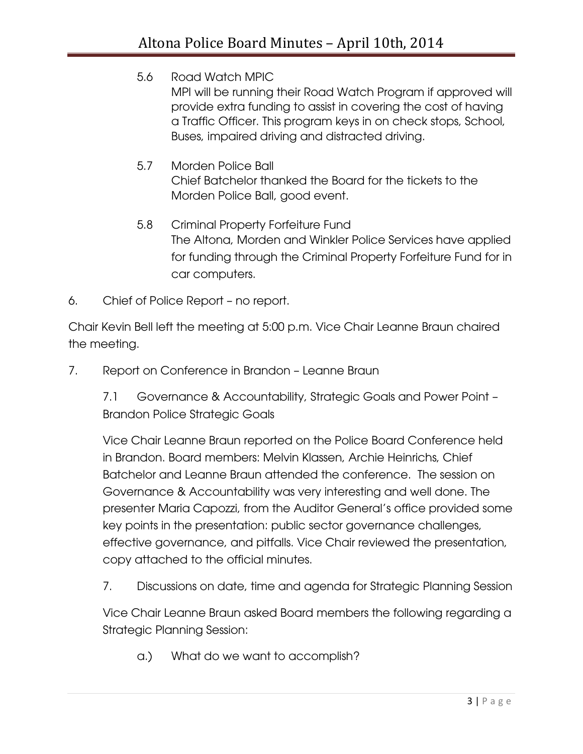5.6 Road Watch MPIC

MPI will be running their Road Watch Program if approved will provide extra funding to assist in covering the cost of having a Traffic Officer. This program keys in on check stops, School, Buses, impaired driving and distracted driving.

5.7 Morden Police Ball

Chief Batchelor thanked the Board for the tickets to the Morden Police Ball, good event.

5.8 Criminal Property Forfeiture Fund

The Altona, Morden and Winkler Police Services have applied for funding through the Criminal Property Forfeiture Fund for in car computers.

6. Chief of Police Report – no report.

Chair Kevin Bell left the meeting at 5:00 p.m. Vice Chair Leanne Braun chaired the meeting.

7. Report on Conference in Brandon – Leanne Braun

7.1 Governance & Accountability, Strategic Goals and Power Point – Brandon Police Strategic Goals

Vice Chair Leanne Braun reported on the Police Board Conference held in Brandon. Board members: Melvin Klassen, Archie Heinrichs, Chief Batchelor and Leanne Braun attended the conference. The session on Governance & Accountability was very interesting and well done. The presenter Maria Capozzi, from the Auditor General's office provided some key points in the presentation: public sector governance challenges, effective governance, and pitfalls. Vice Chair reviewed the presentation, copy attached to the official minutes.

7. Discussions on date, time and agenda for Strategic Planning Session

Vice Chair Leanne Braun asked Board members the following regarding a Strategic Planning Session:

a.) What do we want to accomplish?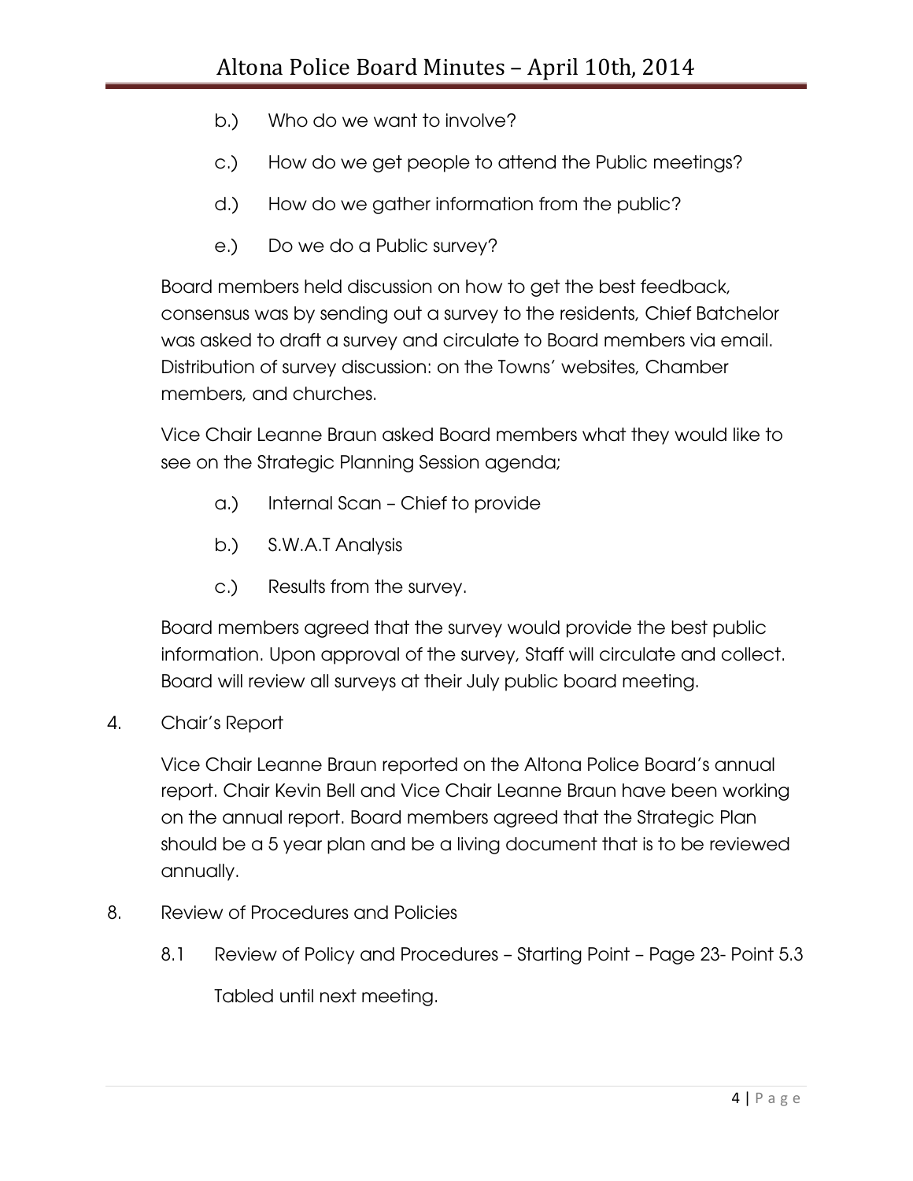b.) Who do we want to involve?

c.) How do we get people to attend the Public meetings?

d.) How do we gather information from the public?

e.) Do we do a Public survey?

Board members held discussion on how to get the best feedback, consensus was by sending out a survey to the residents, Chief Batchelor was asked to draft a survey and circulate to Board members via email. Distribution of survey discussion: on the Towns' websites, Chamber members, and churches.

Vice Chair Leanne Braun asked Board members what they would like to see on the Strategic Planning Session agenda;

a.) Internal Scan – Chief to provide

b.) S.W.A.T Analysis

c.) Results from the survey.

Board members agreed that the survey would provide the best public information. Upon approval of the survey, Staff will circulate and collect. Board will review all surveys at their July public board meeting.

4. Chair's Report

Vice Chair Leanne Braun reported on the Altona Police Board's annual report. Chair Kevin Bell and Vice Chair Leanne Braun have been working on the annual report. Board members agreed that the Strategic Plan should be a 5 year plan and be a living document that is to be reviewed annually.

8. Review of Procedures and Policies

8.1 Review of Policy and Procedures – Starting Point – Page 23- Point 5.3

Tabled until next meeting.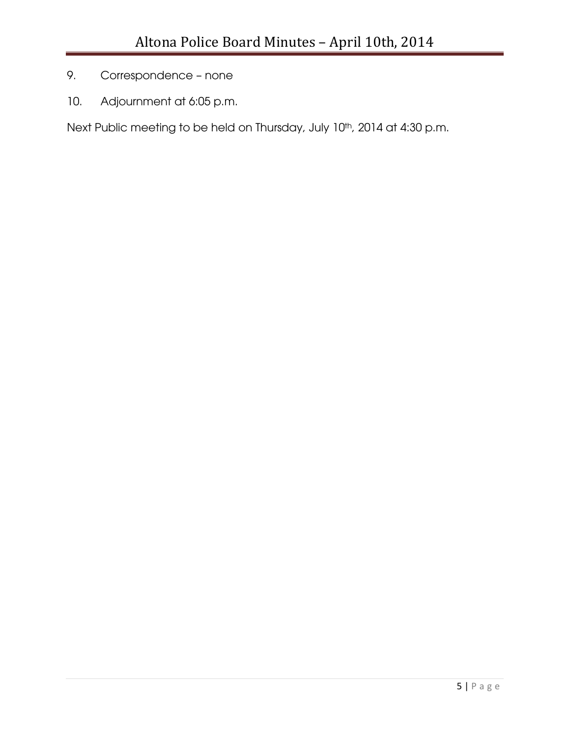9. Correspondence – none

10. Adjournment at 6:05 p.m.

Next Public meeting to be held on Thursday, July 10th, 2014 at 4:30 p.m.